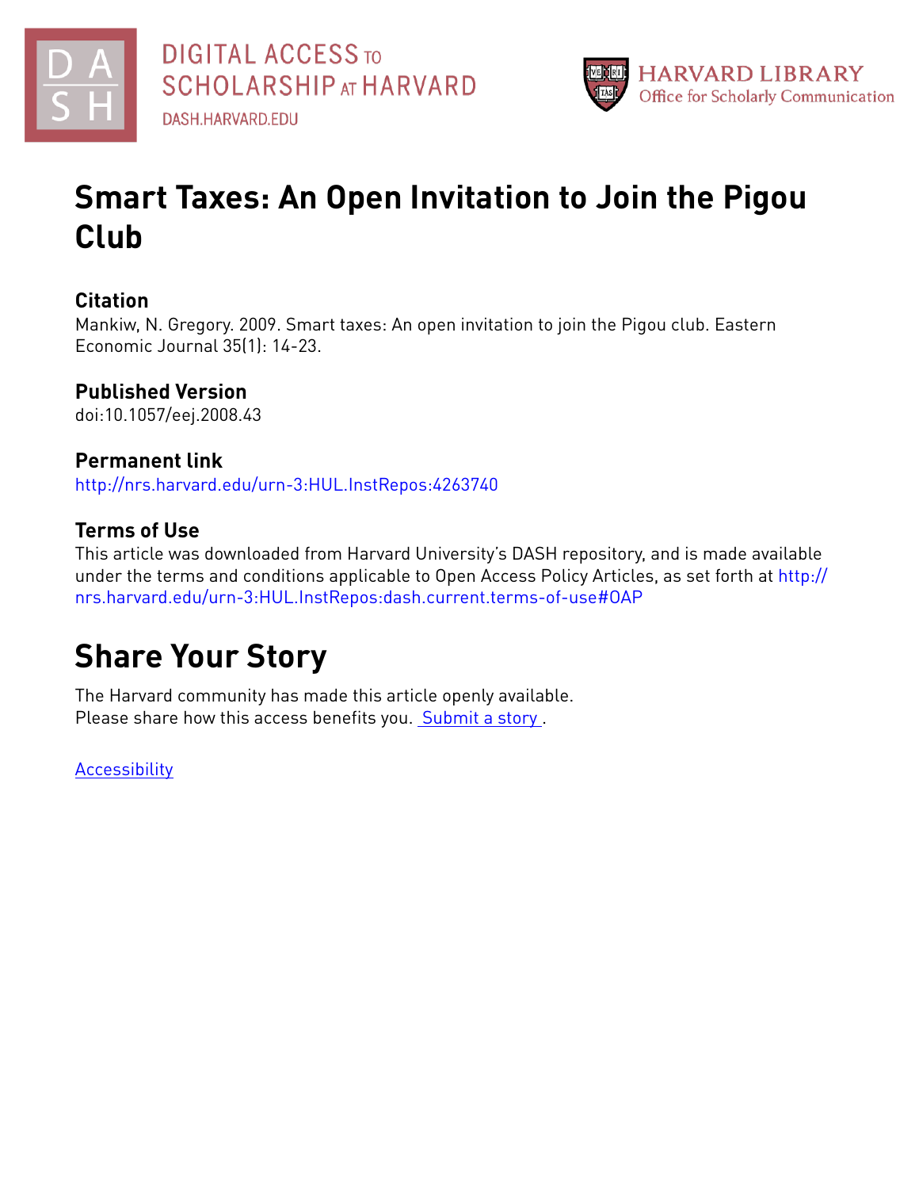# Smart Taxes: An Open Invitation to Join the Pigou Club

## Citation

Mankiw, N. Gregory. 2009. Smart taxes: An open invitation to join the Pigou club. Eastern Economic Journal 35(1): 14-23.

## Published Version

doi:10.1057/eej.2008.43

## Permanent link

http://nrs.harvard.edu/urn-3:HUL.InstRepos:4263740

## Terms of Use

This article was downloaded from Harvard University's DASH repository, and is made available under the terms and conditions applicable to Open Access Policy Articles, as set forth at http://nrs.harvard.edu/urn-3:HUL.InstRepos:dash.current.terms-of-use#OAP

# Share Your Story

The Harvard community has made this article openly available.
Please share how this access benefits you. Submit a story .

Accessibility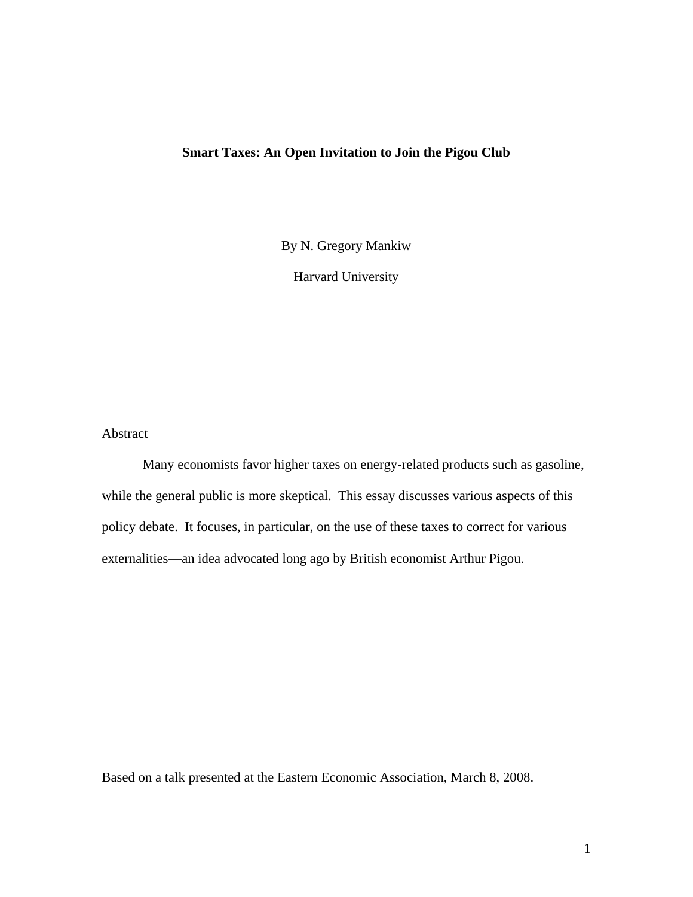# Smart Taxes: An Open Invitation to Join the Pigou Club

By N. Gregory Mankiw

Harvard University

Abstract

Many economists favor higher taxes on energy-related products such as gasoline, while the general public is more skeptical. This essay discusses various aspects of this policy debate. It focuses, in particular, on the use of these taxes to correct for various externalities—an idea advocated long ago by British economist Arthur Pigou.

Based on a talk presented at the Eastern Economic Association, March 8, 2008.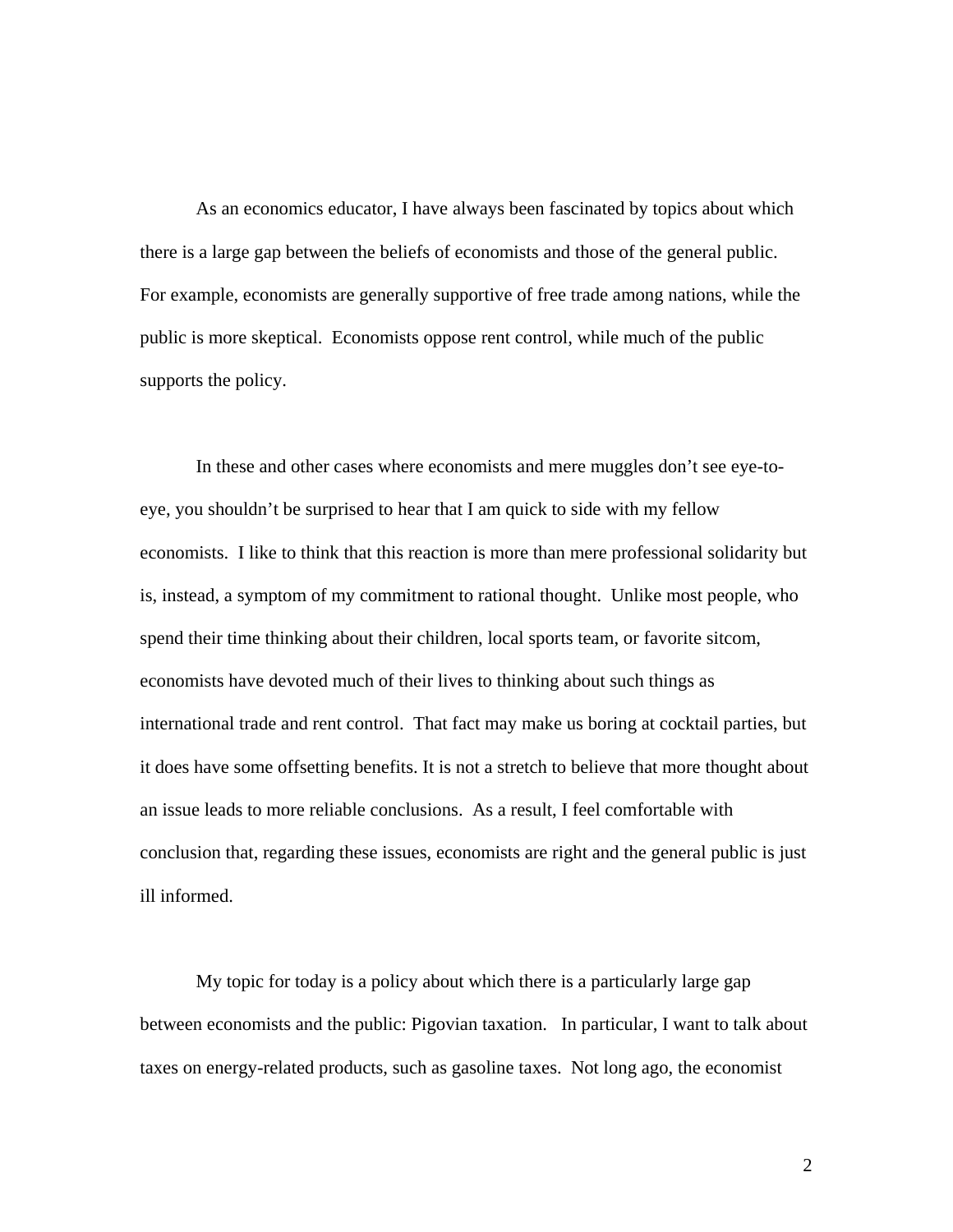As an economics educator, I have always been fascinated by topics about which there is a large gap between the beliefs of economists and those of the general public. For example, economists are generally supportive of free trade among nations, while the public is more skeptical. Economists oppose rent control, while much of the public supports the policy.

In these and other cases where economists and mere muggles don't see eye-to-eye, you shouldn't be surprised to hear that I am quick to side with my fellow economists. I like to think that this reaction is more than mere professional solidarity but is, instead, a symptom of my commitment to rational thought. Unlike most people, who spend their time thinking about their children, local sports team, or favorite sitcom, economists have devoted much of their lives to thinking about such things as international trade and rent control. That fact may make us boring at cocktail parties, but it does have some offsetting benefits. It is not a stretch to believe that more thought about an issue leads to more reliable conclusions. As a result, I feel comfortable with conclusion that, regarding these issues, economists are right and the general public is just ill informed.

My topic for today is a policy about which there is a particularly large gap between economists and the public: Pigovian taxation. In particular, I want to talk about taxes on energy-related products, such as gasoline taxes. Not long ago, the economist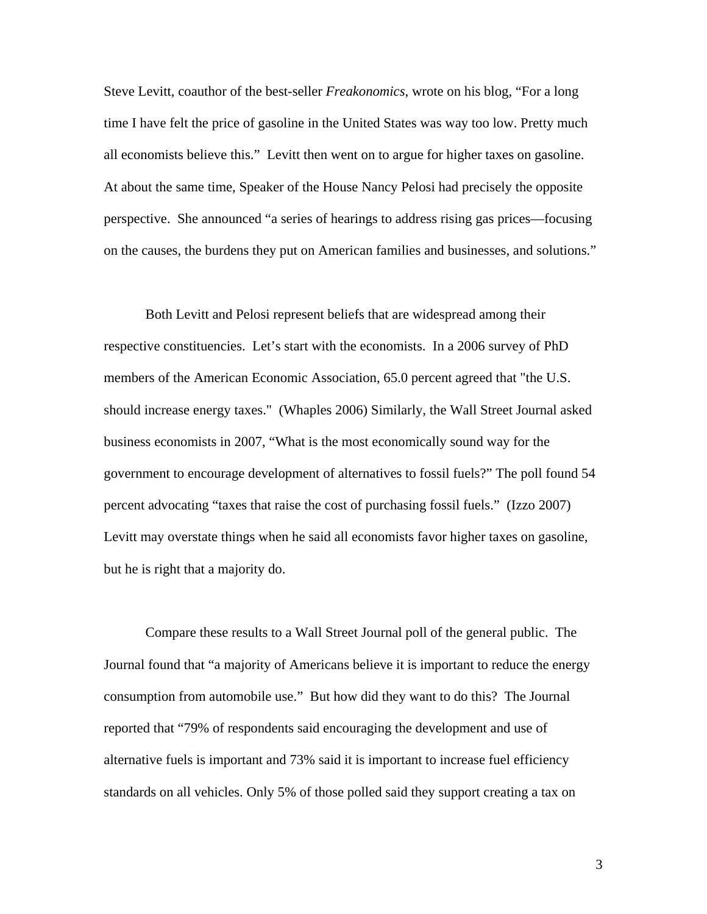Steve Levitt, coauthor of the best-seller *Freakonomics*, wrote on his blog, “For a long time I have felt the price of gasoline in the United States was way too low. Pretty much all economists believe this.” Levitt then went on to argue for higher taxes on gasoline. At about the same time, Speaker of the House Nancy Pelosi had precisely the opposite perspective. She announced “a series of hearings to address rising gas prices—focusing on the causes, the burdens they put on American families and businesses, and solutions.”

Both Levitt and Pelosi represent beliefs that are widespread among their respective constituencies. Let’s start with the economists. In a 2006 survey of PhD members of the American Economic Association, 65.0 percent agreed that "the U.S. should increase energy taxes." (Whaples 2006) Similarly, the Wall Street Journal asked business economists in 2007, “What is the most economically sound way for the government to encourage development of alternatives to fossil fuels?” The poll found 54 percent advocating “taxes that raise the cost of purchasing fossil fuels.” (Izzo 2007) Levitt may overstate things when he said all economists favor higher taxes on gasoline, but he is right that a majority do.

Compare these results to a Wall Street Journal poll of the general public. The Journal found that “a majority of Americans believe it is important to reduce the energy consumption from automobile use.” But how did they want to do this? The Journal reported that “79% of respondents said encouraging the development and use of alternative fuels is important and 73% said it is important to increase fuel efficiency standards on all vehicles. Only 5% of those polled said they support creating a tax on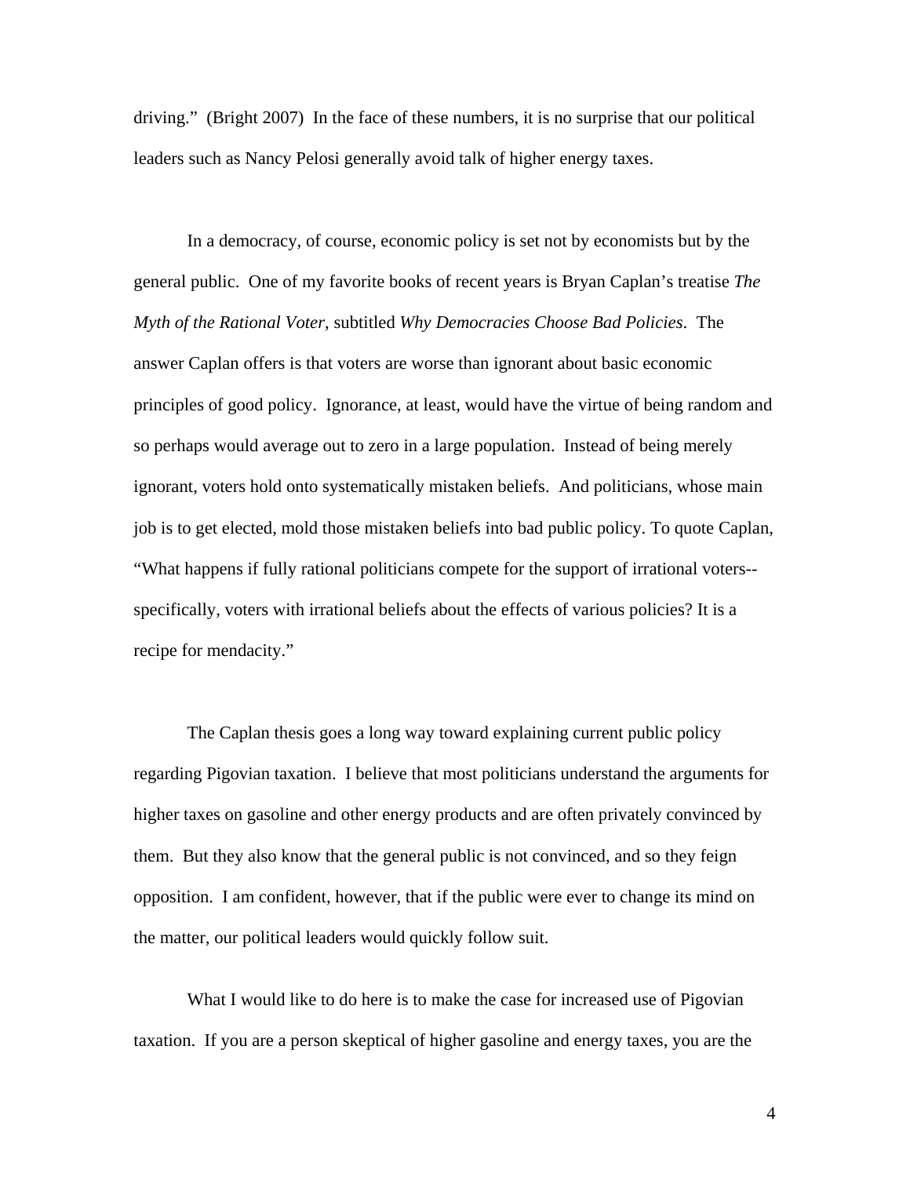driving." (Bright 2007) In the face of these numbers, it is no surprise that our political leaders such as Nancy Pelosi generally avoid talk of higher energy taxes.

In a democracy, of course, economic policy is set not by economists but by the general public. One of my favorite books of recent years is Bryan Caplan's treatise *The Myth of the Rational Voter*, subtitled *Why Democracies Choose Bad Policies*. The answer Caplan offers is that voters are worse than ignorant about basic economic principles of good policy. Ignorance, at least, would have the virtue of being random and so perhaps would average out to zero in a large population. Instead of being merely ignorant, voters hold onto systematically mistaken beliefs. And politicians, whose main job is to get elected, mold those mistaken beliefs into bad public policy. To quote Caplan, "What happens if fully rational politicians compete for the support of irrational voters--specifically, voters with irrational beliefs about the effects of various policies? It is a recipe for mendacity."

The Caplan thesis goes a long way toward explaining current public policy regarding Pigovian taxation. I believe that most politicians understand the arguments for higher taxes on gasoline and other energy products and are often privately convinced by them. But they also know that the general public is not convinced, and so they feign opposition. I am confident, however, that if the public were ever to change its mind on the matter, our political leaders would quickly follow suit.

What I would like to do here is to make the case for increased use of Pigovian taxation. If you are a person skeptical of higher gasoline and energy taxes, you are the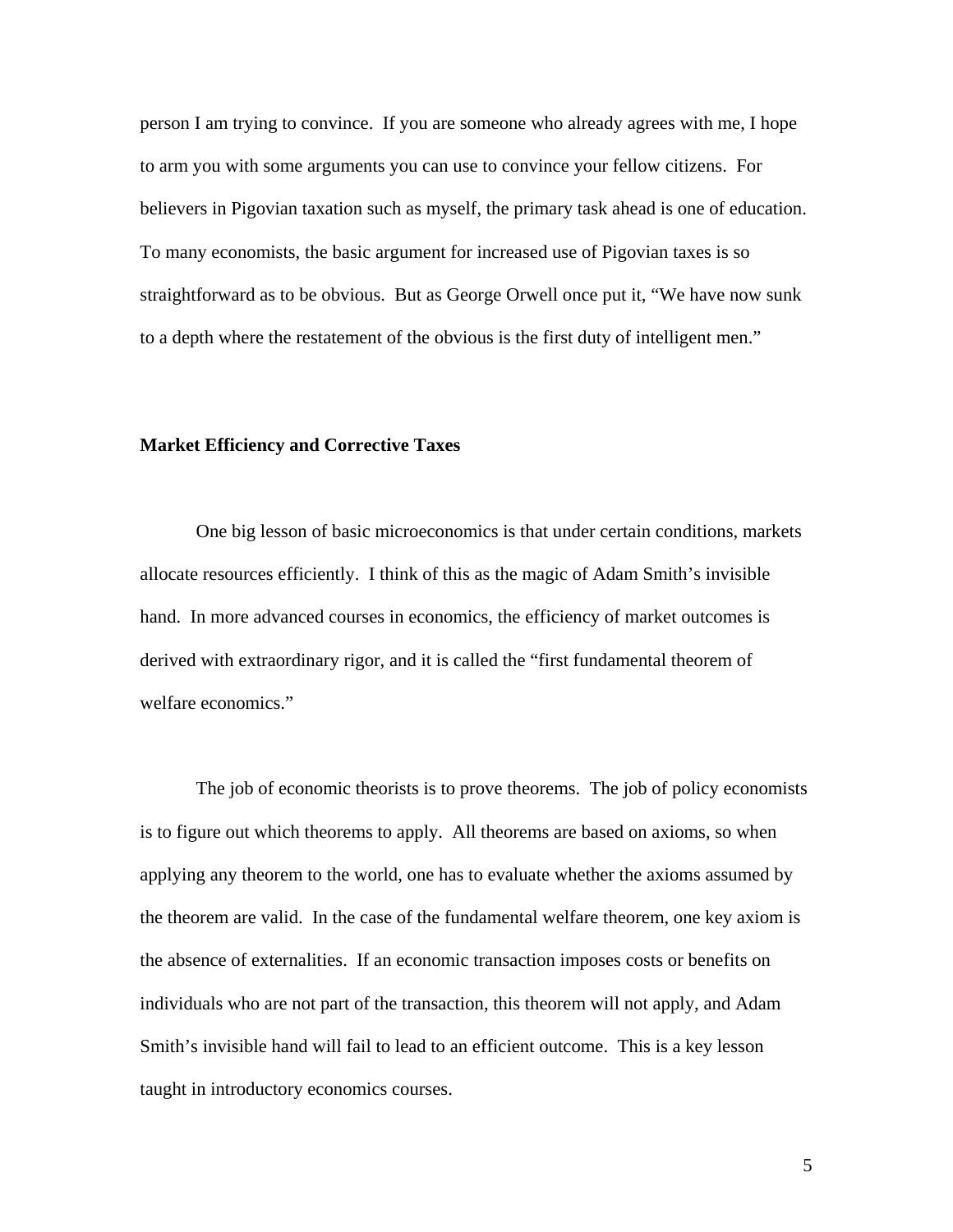person I am trying to convince. If you are someone who already agrees with me, I hope to arm you with some arguments you can use to convince your fellow citizens. For believers in Pigovian taxation such as myself, the primary task ahead is one of education. To many economists, the basic argument for increased use of Pigovian taxes is so straightforward as to be obvious. But as George Orwell once put it, "We have now sunk to a depth where the restatement of the obvious is the first duty of intelligent men."

**Market Efficiency and Corrective Taxes**

One big lesson of basic microeconomics is that under certain conditions, markets allocate resources efficiently. I think of this as the magic of Adam Smith's invisible hand. In more advanced courses in economics, the efficiency of market outcomes is derived with extraordinary rigor, and it is called the "first fundamental theorem of welfare economics."

The job of economic theorists is to prove theorems. The job of policy economists is to figure out which theorems to apply. All theorems are based on axioms, so when applying any theorem to the world, one has to evaluate whether the axioms assumed by the theorem are valid. In the case of the fundamental welfare theorem, one key axiom is the absence of externalities. If an economic transaction imposes costs or benefits on individuals who are not part of the transaction, this theorem will not apply, and Adam Smith's invisible hand will fail to lead to an efficient outcome. This is a key lesson taught in introductory economics courses.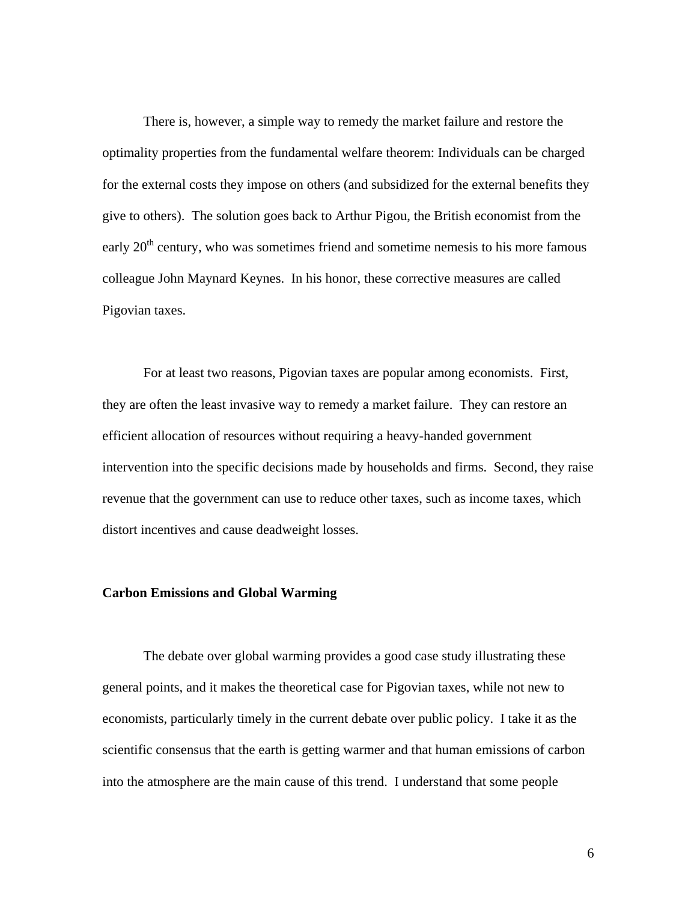There is, however, a simple way to remedy the market failure and restore the optimality properties from the fundamental welfare theorem: Individuals can be charged for the external costs they impose on others (and subsidized for the external benefits they give to others). The solution goes back to Arthur Pigou, the British economist from the early 20th century, who was sometimes friend and sometime nemesis to his more famous colleague John Maynard Keynes. In his honor, these corrective measures are called Pigovian taxes.

For at least two reasons, Pigovian taxes are popular among economists. First, they are often the least invasive way to remedy a market failure. They can restore an efficient allocation of resources without requiring a heavy-handed government intervention into the specific decisions made by households and firms. Second, they raise revenue that the government can use to reduce other taxes, such as income taxes, which distort incentives and cause deadweight losses.

**Carbon Emissions and Global Warming**

The debate over global warming provides a good case study illustrating these general points, and it makes the theoretical case for Pigovian taxes, while not new to economists, particularly timely in the current debate over public policy. I take it as the scientific consensus that the earth is getting warmer and that human emissions of carbon into the atmosphere are the main cause of this trend. I understand that some people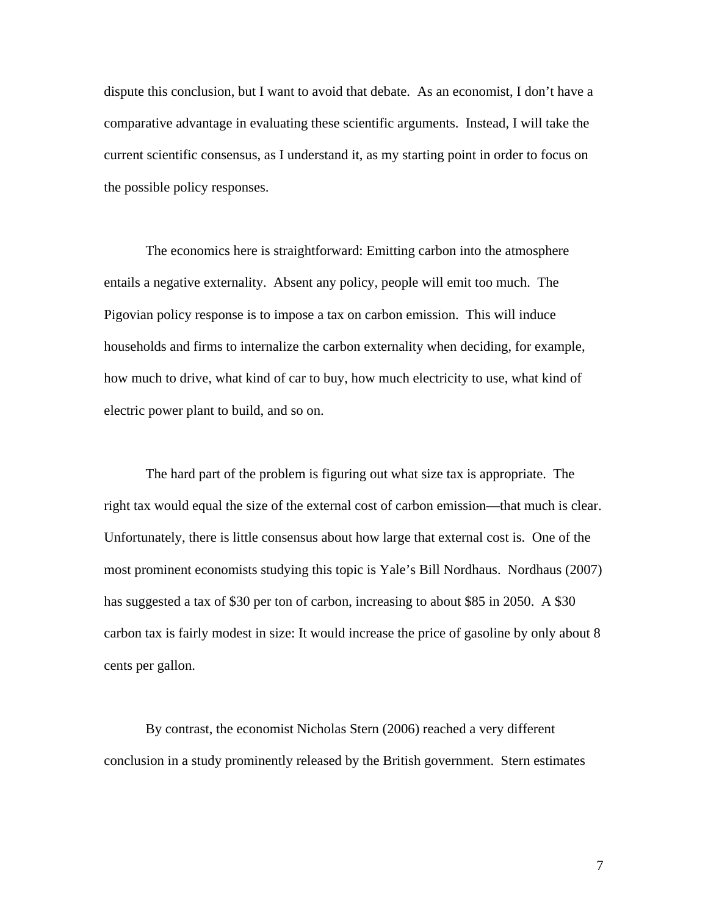dispute this conclusion, but I want to avoid that debate. As an economist, I don't have a comparative advantage in evaluating these scientific arguments. Instead, I will take the current scientific consensus, as I understand it, as my starting point in order to focus on the possible policy responses.

The economics here is straightforward: Emitting carbon into the atmosphere entails a negative externality. Absent any policy, people will emit too much. The Pigovian policy response is to impose a tax on carbon emission. This will induce households and firms to internalize the carbon externality when deciding, for example, how much to drive, what kind of car to buy, how much electricity to use, what kind of electric power plant to build, and so on.

The hard part of the problem is figuring out what size tax is appropriate. The right tax would equal the size of the external cost of carbon emission—that much is clear. Unfortunately, there is little consensus about how large that external cost is. One of the most prominent economists studying this topic is Yale's Bill Nordhaus. Nordhaus (2007) has suggested a tax of $30 per ton of carbon, increasing to about $85 in 2050. A $30 carbon tax is fairly modest in size: It would increase the price of gasoline by only about 8 cents per gallon.

By contrast, the economist Nicholas Stern (2006) reached a very different conclusion in a study prominently released by the British government. Stern estimates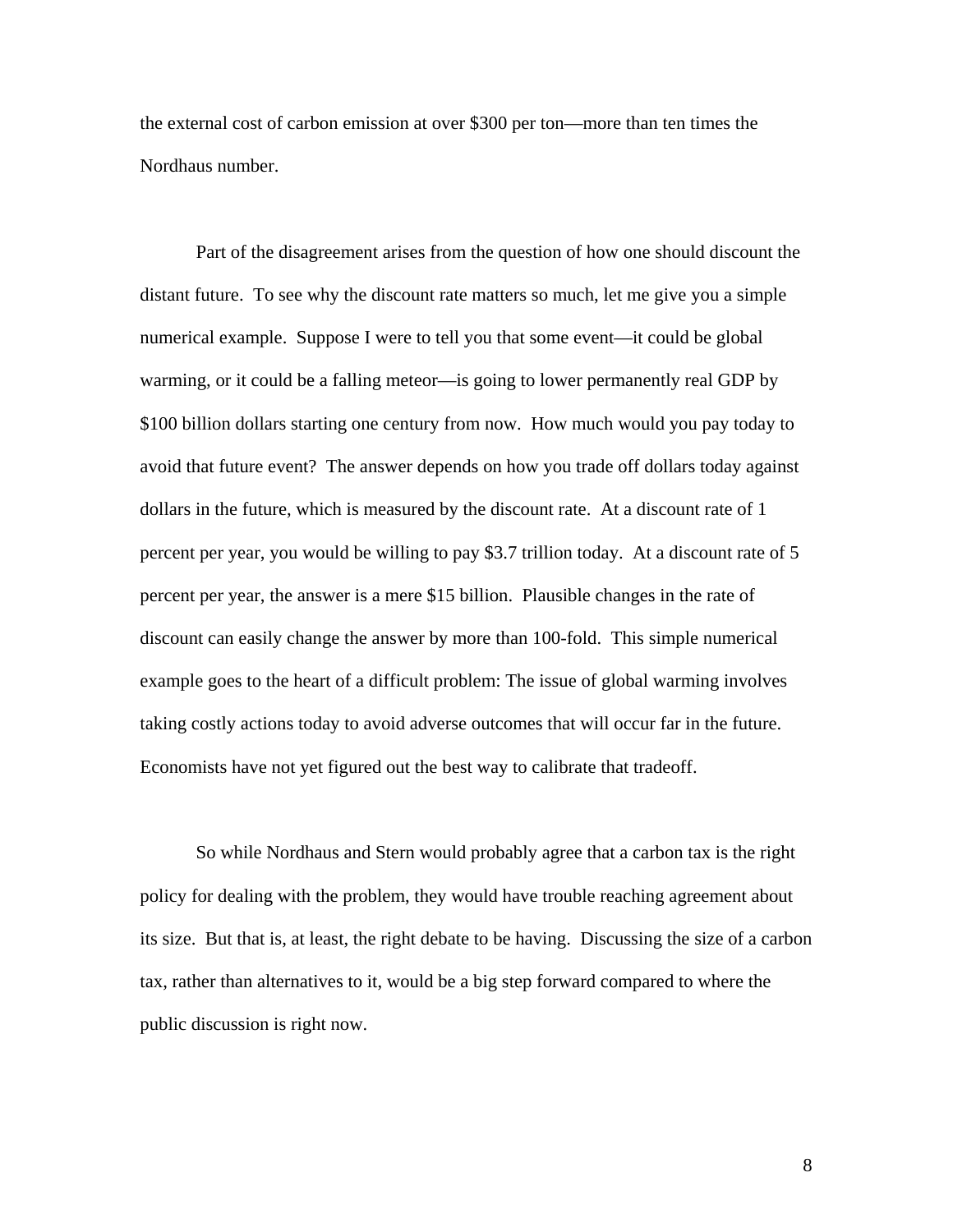the external cost of carbon emission at over $300 per ton—more than ten times the Nordhaus number.

Part of the disagreement arises from the question of how one should discount the distant future. To see why the discount rate matters so much, let me give you a simple numerical example. Suppose I were to tell you that some event—it could be global warming, or it could be a falling meteor—is going to lower permanently real GDP by $100 billion dollars starting one century from now. How much would you pay today to avoid that future event? The answer depends on how you trade off dollars today against dollars in the future, which is measured by the discount rate. At a discount rate of 1 percent per year, you would be willing to pay $3.7 trillion today. At a discount rate of 5 percent per year, the answer is a mere $15 billion. Plausible changes in the rate of discount can easily change the answer by more than 100-fold. This simple numerical example goes to the heart of a difficult problem: The issue of global warming involves taking costly actions today to avoid adverse outcomes that will occur far in the future. Economists have not yet figured out the best way to calibrate that tradeoff.

So while Nordhaus and Stern would probably agree that a carbon tax is the right policy for dealing with the problem, they would have trouble reaching agreement about its size. But that is, at least, the right debate to be having. Discussing the size of a carbon tax, rather than alternatives to it, would be a big step forward compared to where the public discussion is right now.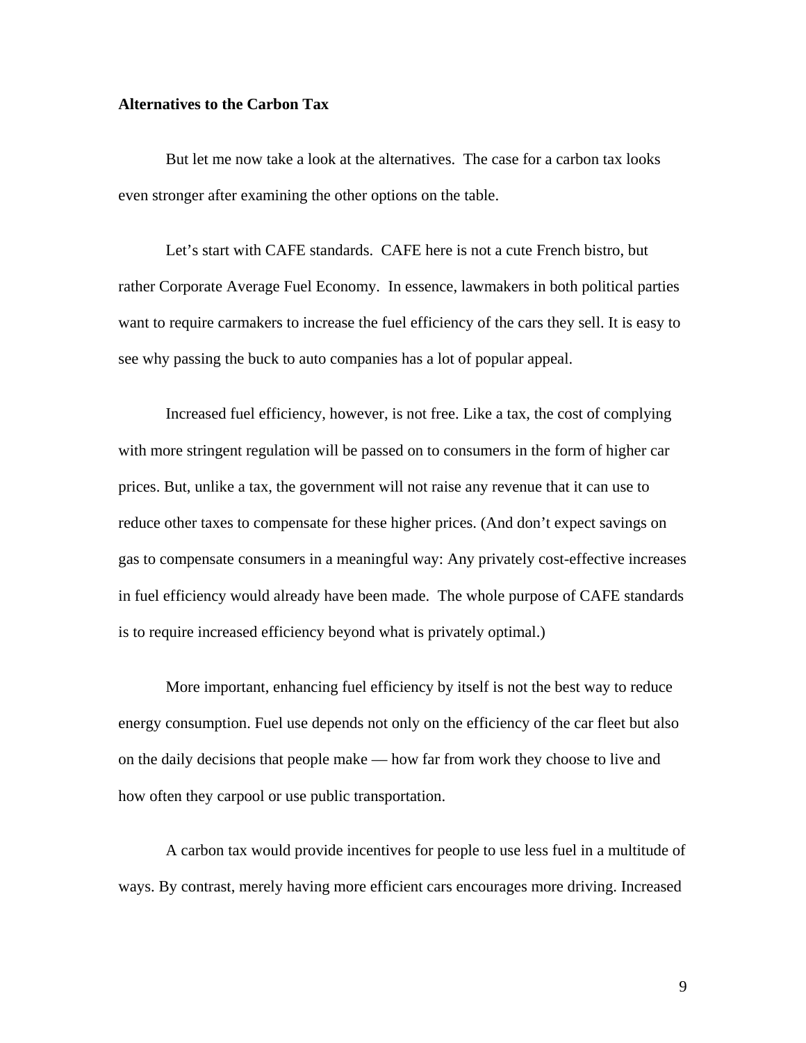**Alternatives to the Carbon Tax**

But let me now take a look at the alternatives. The case for a carbon tax looks even stronger after examining the other options on the table.

Let's start with CAFE standards. CAFE here is not a cute French bistro, but rather Corporate Average Fuel Economy. In essence, lawmakers in both political parties want to require carmakers to increase the fuel efficiency of the cars they sell. It is easy to see why passing the buck to auto companies has a lot of popular appeal.

Increased fuel efficiency, however, is not free. Like a tax, the cost of complying with more stringent regulation will be passed on to consumers in the form of higher car prices. But, unlike a tax, the government will not raise any revenue that it can use to reduce other taxes to compensate for these higher prices. (And don't expect savings on gas to compensate consumers in a meaningful way: Any privately cost-effective increases in fuel efficiency would already have been made. The whole purpose of CAFE standards is to require increased efficiency beyond what is privately optimal.)

More important, enhancing fuel efficiency by itself is not the best way to reduce energy consumption. Fuel use depends not only on the efficiency of the car fleet but also on the daily decisions that people make — how far from work they choose to live and how often they carpool or use public transportation.

A carbon tax would provide incentives for people to use less fuel in a multitude of ways. By contrast, merely having more efficient cars encourages more driving. Increased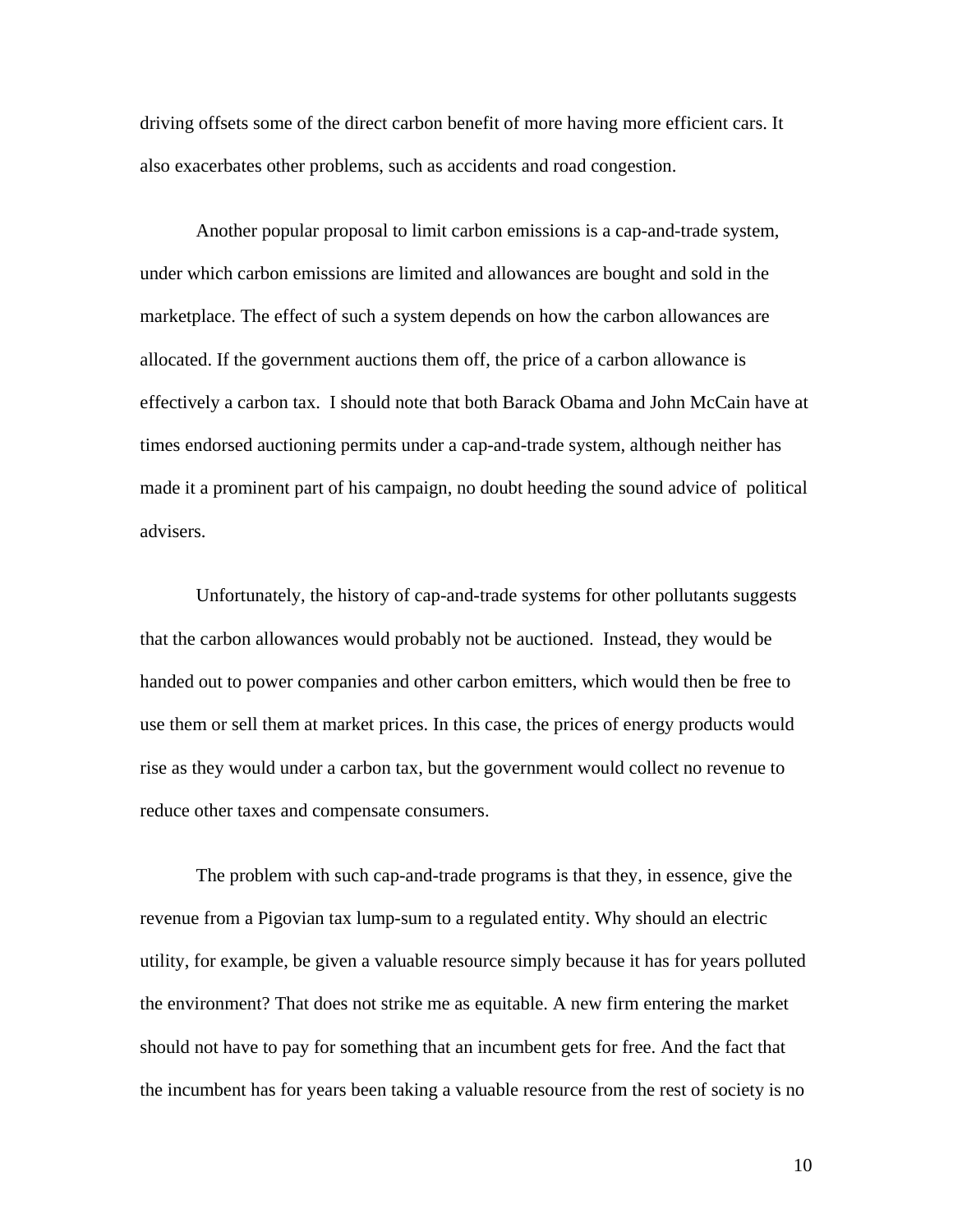driving offsets some of the direct carbon benefit of more having more efficient cars. It also exacerbates other problems, such as accidents and road congestion.

Another popular proposal to limit carbon emissions is a cap-and-trade system, under which carbon emissions are limited and allowances are bought and sold in the marketplace. The effect of such a system depends on how the carbon allowances are allocated. If the government auctions them off, the price of a carbon allowance is effectively a carbon tax. I should note that both Barack Obama and John McCain have at times endorsed auctioning permits under a cap-and-trade system, although neither has made it a prominent part of his campaign, no doubt heeding the sound advice of political advisers.

Unfortunately, the history of cap-and-trade systems for other pollutants suggests that the carbon allowances would probably not be auctioned. Instead, they would be handed out to power companies and other carbon emitters, which would then be free to use them or sell them at market prices. In this case, the prices of energy products would rise as they would under a carbon tax, but the government would collect no revenue to reduce other taxes and compensate consumers.

The problem with such cap-and-trade programs is that they, in essence, give the revenue from a Pigovian tax lump-sum to a regulated entity. Why should an electric utility, for example, be given a valuable resource simply because it has for years polluted the environment? That does not strike me as equitable. A new firm entering the market should not have to pay for something that an incumbent gets for free. And the fact that the incumbent has for years been taking a valuable resource from the rest of society is no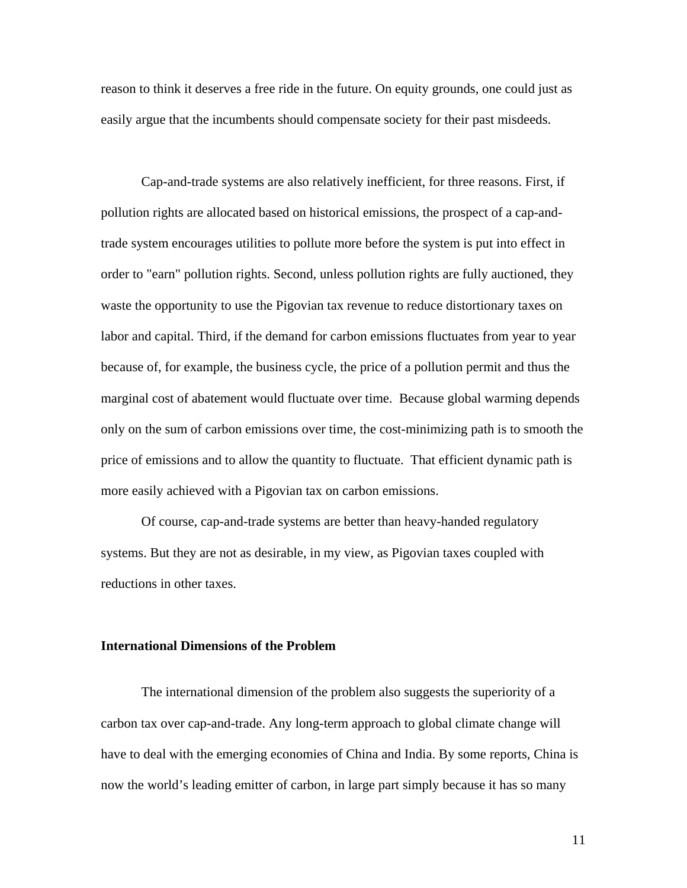reason to think it deserves a free ride in the future. On equity grounds, one could just as easily argue that the incumbents should compensate society for their past misdeeds.

Cap-and-trade systems are also relatively inefficient, for three reasons. First, if pollution rights are allocated based on historical emissions, the prospect of a cap-and-trade system encourages utilities to pollute more before the system is put into effect in order to "earn" pollution rights. Second, unless pollution rights are fully auctioned, they waste the opportunity to use the Pigovian tax revenue to reduce distortionary taxes on labor and capital. Third, if the demand for carbon emissions fluctuates from year to year because of, for example, the business cycle, the price of a pollution permit and thus the marginal cost of abatement would fluctuate over time. Because global warming depends only on the sum of carbon emissions over time, the cost-minimizing path is to smooth the price of emissions and to allow the quantity to fluctuate. That efficient dynamic path is more easily achieved with a Pigovian tax on carbon emissions.

Of course, cap-and-trade systems are better than heavy-handed regulatory systems. But they are not as desirable, in my view, as Pigovian taxes coupled with reductions in other taxes.

**International Dimensions of the Problem**

The international dimension of the problem also suggests the superiority of a carbon tax over cap-and-trade. Any long-term approach to global climate change will have to deal with the emerging economies of China and India. By some reports, China is now the world's leading emitter of carbon, in large part simply because it has so many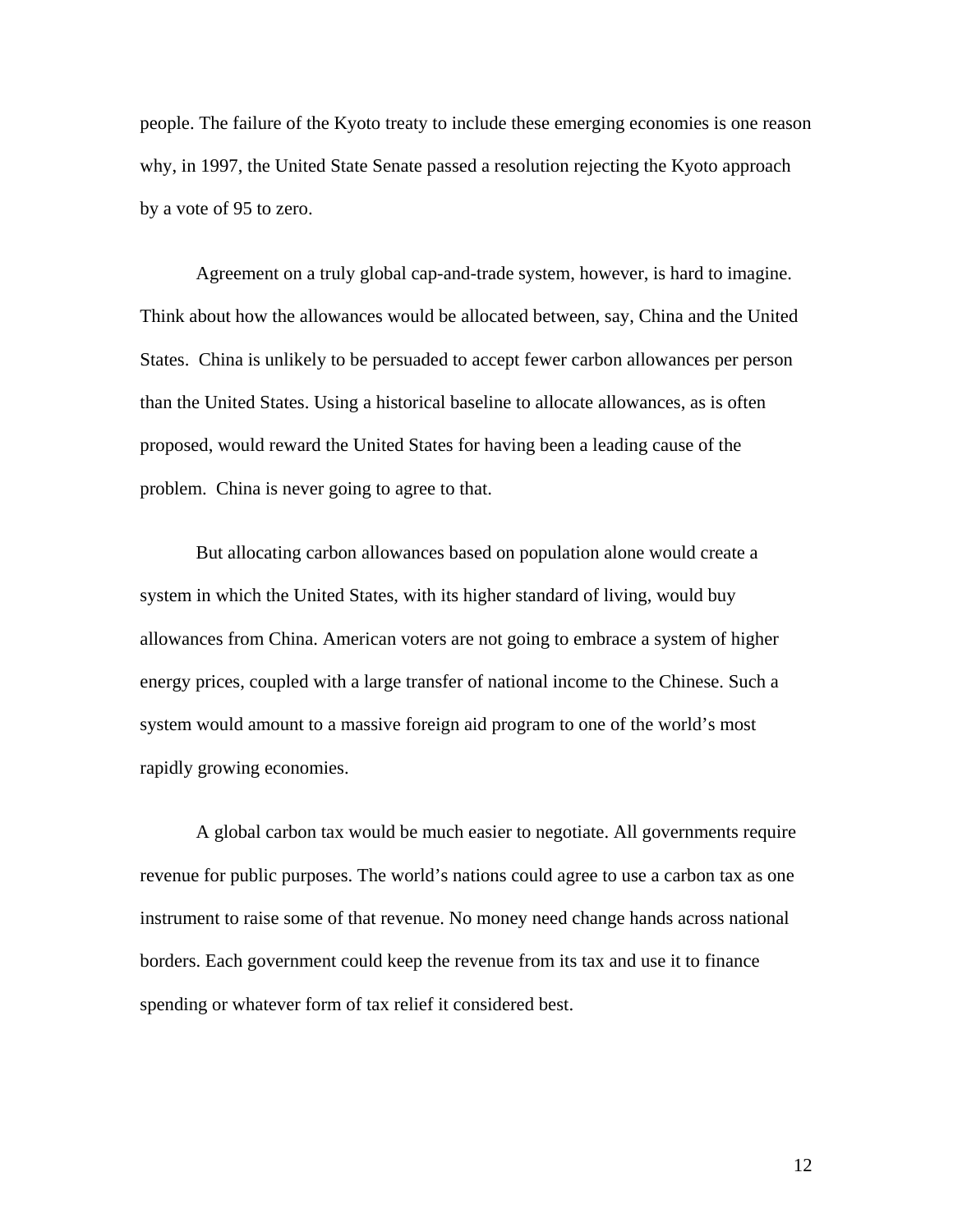people. The failure of the Kyoto treaty to include these emerging economies is one reason why, in 1997, the United State Senate passed a resolution rejecting the Kyoto approach by a vote of 95 to zero.

Agreement on a truly global cap-and-trade system, however, is hard to imagine. Think about how the allowances would be allocated between, say, China and the United States. China is unlikely to be persuaded to accept fewer carbon allowances per person than the United States. Using a historical baseline to allocate allowances, as is often proposed, would reward the United States for having been a leading cause of the problem. China is never going to agree to that.

But allocating carbon allowances based on population alone would create a system in which the United States, with its higher standard of living, would buy allowances from China. American voters are not going to embrace a system of higher energy prices, coupled with a large transfer of national income to the Chinese. Such a system would amount to a massive foreign aid program to one of the world's most rapidly growing economies.

A global carbon tax would be much easier to negotiate. All governments require revenue for public purposes. The world's nations could agree to use a carbon tax as one instrument to raise some of that revenue. No money need change hands across national borders. Each government could keep the revenue from its tax and use it to finance spending or whatever form of tax relief it considered best.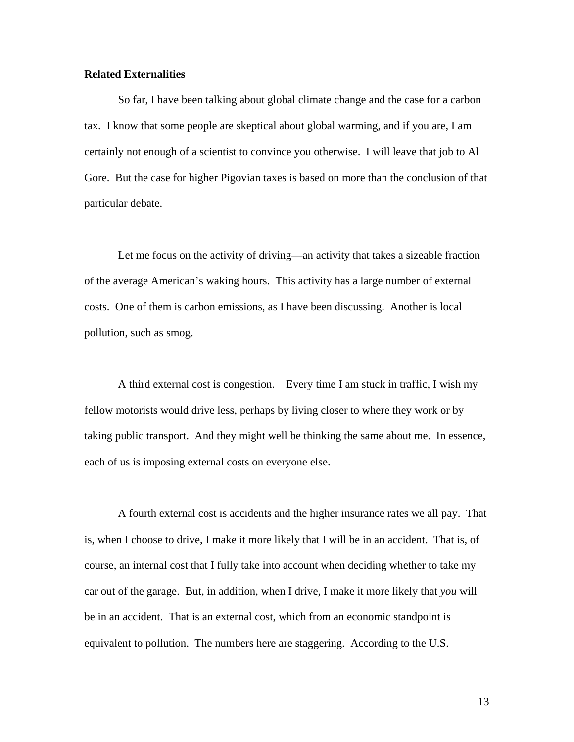**Related Externalities**

So far, I have been talking about global climate change and the case for a carbon tax. I know that some people are skeptical about global warming, and if you are, I am certainly not enough of a scientist to convince you otherwise. I will leave that job to Al Gore. But the case for higher Pigovian taxes is based on more than the conclusion of that particular debate.

Let me focus on the activity of driving—an activity that takes a sizeable fraction of the average American's waking hours. This activity has a large number of external costs. One of them is carbon emissions, as I have been discussing. Another is local pollution, such as smog.

A third external cost is congestion. Every time I am stuck in traffic, I wish my fellow motorists would drive less, perhaps by living closer to where they work or by taking public transport. And they might well be thinking the same about me. In essence, each of us is imposing external costs on everyone else.

A fourth external cost is accidents and the higher insurance rates we all pay. That is, when I choose to drive, I make it more likely that I will be in an accident. That is, of course, an internal cost that I fully take into account when deciding whether to take my car out of the garage. But, in addition, when I drive, I make it more likely that *you* will be in an accident. That is an external cost, which from an economic standpoint is equivalent to pollution. The numbers here are staggering. According to the U.S.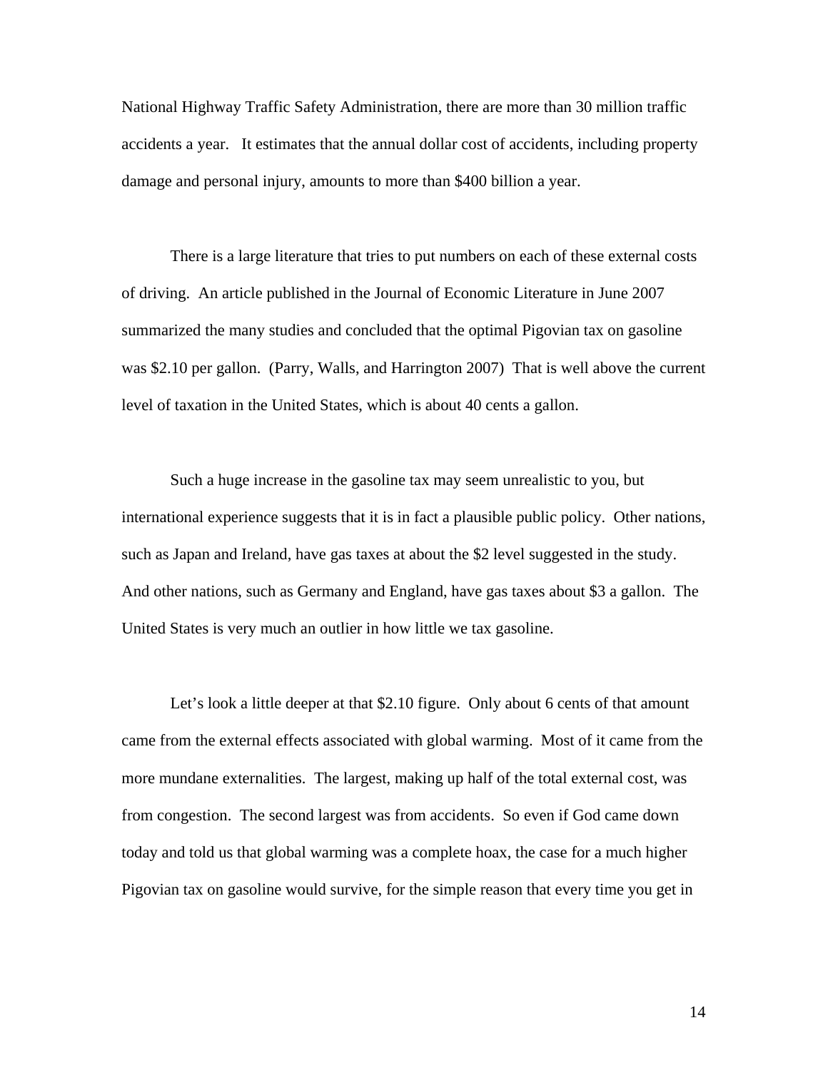National Highway Traffic Safety Administration, there are more than 30 million traffic accidents a year. It estimates that the annual dollar cost of accidents, including property damage and personal injury, amounts to more than $400 billion a year.

There is a large literature that tries to put numbers on each of these external costs of driving. An article published in the Journal of Economic Literature in June 2007 summarized the many studies and concluded that the optimal Pigovian tax on gasoline was $2.10 per gallon. (Parry, Walls, and Harrington 2007) That is well above the current level of taxation in the United States, which is about 40 cents a gallon.

Such a huge increase in the gasoline tax may seem unrealistic to you, but international experience suggests that it is in fact a plausible public policy. Other nations, such as Japan and Ireland, have gas taxes at about the $2 level suggested in the study. And other nations, such as Germany and England, have gas taxes about $3 a gallon. The United States is very much an outlier in how little we tax gasoline.

Let's look a little deeper at that $2.10 figure. Only about 6 cents of that amount came from the external effects associated with global warming. Most of it came from the more mundane externalities. The largest, making up half of the total external cost, was from congestion. The second largest was from accidents. So even if God came down today and told us that global warming was a complete hoax, the case for a much higher Pigovian tax on gasoline would survive, for the simple reason that every time you get in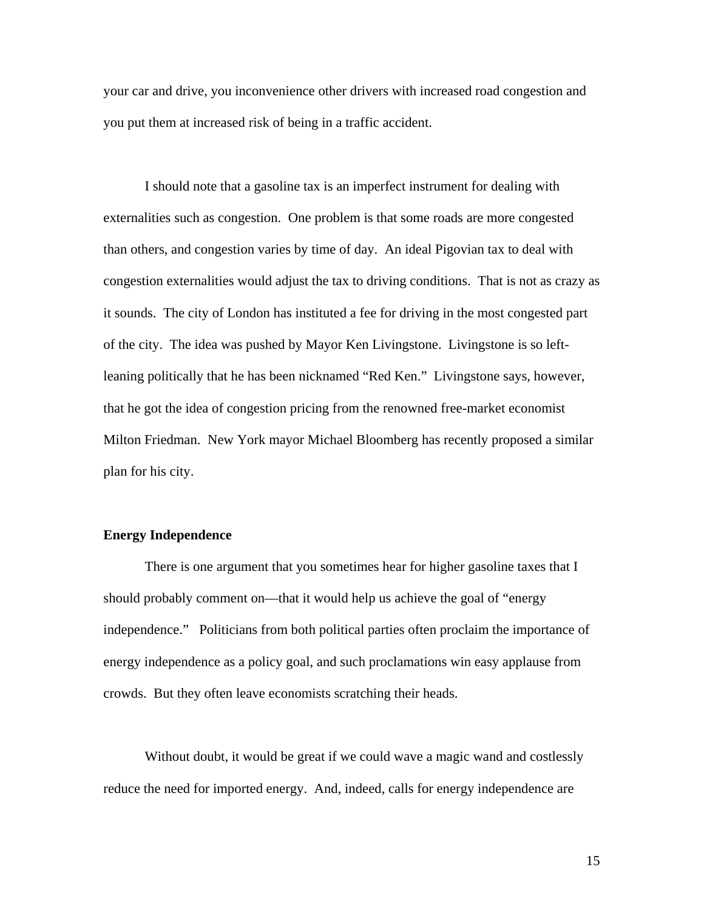your car and drive, you inconvenience other drivers with increased road congestion and you put them at increased risk of being in a traffic accident.

I should note that a gasoline tax is an imperfect instrument for dealing with externalities such as congestion. One problem is that some roads are more congested than others, and congestion varies by time of day. An ideal Pigovian tax to deal with congestion externalities would adjust the tax to driving conditions. That is not as crazy as it sounds. The city of London has instituted a fee for driving in the most congested part of the city. The idea was pushed by Mayor Ken Livingstone. Livingstone is so left-leaning politically that he has been nicknamed "Red Ken." Livingstone says, however, that he got the idea of congestion pricing from the renowned free-market economist Milton Friedman. New York mayor Michael Bloomberg has recently proposed a similar plan for his city.

**Energy Independence**

There is one argument that you sometimes hear for higher gasoline taxes that I should probably comment on—that it would help us achieve the goal of "energy independence." Politicians from both political parties often proclaim the importance of energy independence as a policy goal, and such proclamations win easy applause from crowds. But they often leave economists scratching their heads.

Without doubt, it would be great if we could wave a magic wand and costlessly reduce the need for imported energy. And, indeed, calls for energy independence are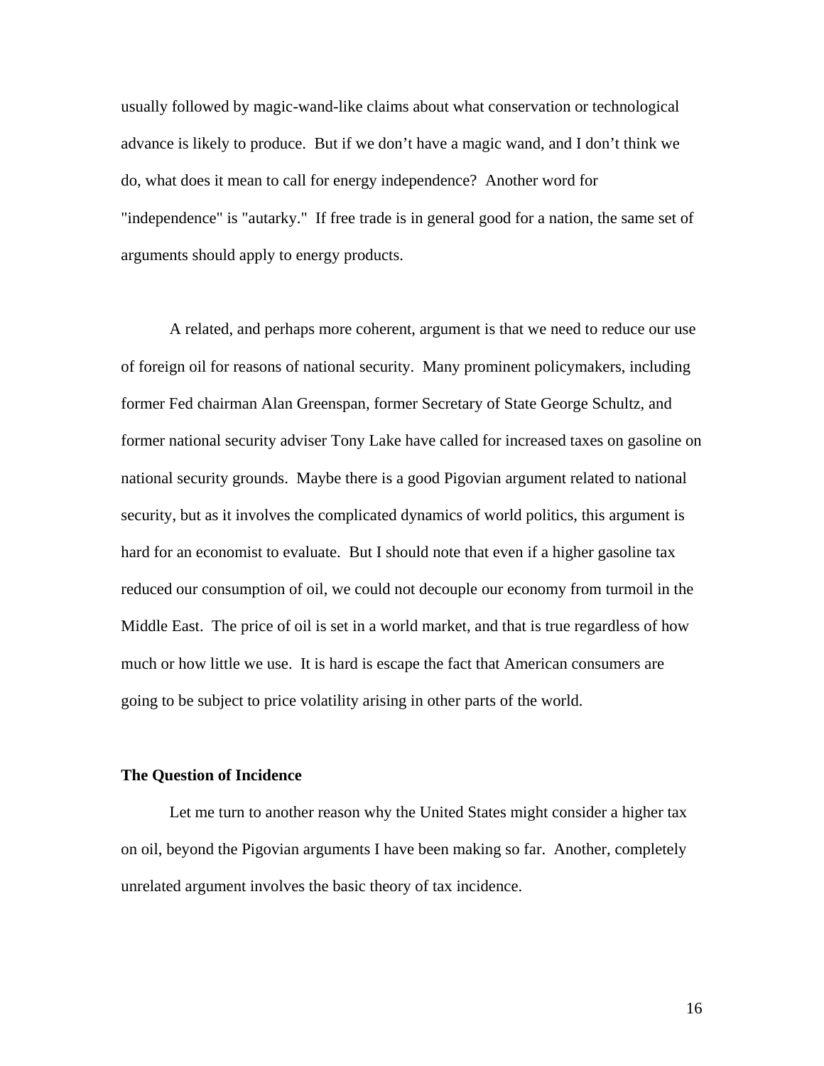usually followed by magic-wand-like claims about what conservation or technological advance is likely to produce. But if we don't have a magic wand, and I don't think we do, what does it mean to call for energy independence? Another word for "independence" is "autarky." If free trade is in general good for a nation, the same set of arguments should apply to energy products.

A related, and perhaps more coherent, argument is that we need to reduce our use of foreign oil for reasons of national security. Many prominent policymakers, including former Fed chairman Alan Greenspan, former Secretary of State George Schultz, and former national security adviser Tony Lake have called for increased taxes on gasoline on national security grounds. Maybe there is a good Pigovian argument related to national security, but as it involves the complicated dynamics of world politics, this argument is hard for an economist to evaluate. But I should note that even if a higher gasoline tax reduced our consumption of oil, we could not decouple our economy from turmoil in the Middle East. The price of oil is set in a world market, and that is true regardless of how much or how little we use. It is hard is escape the fact that American consumers are going to be subject to price volatility arising in other parts of the world.

**The Question of Incidence**

Let me turn to another reason why the United States might consider a higher tax on oil, beyond the Pigovian arguments I have been making so far. Another, completely unrelated argument involves the basic theory of tax incidence.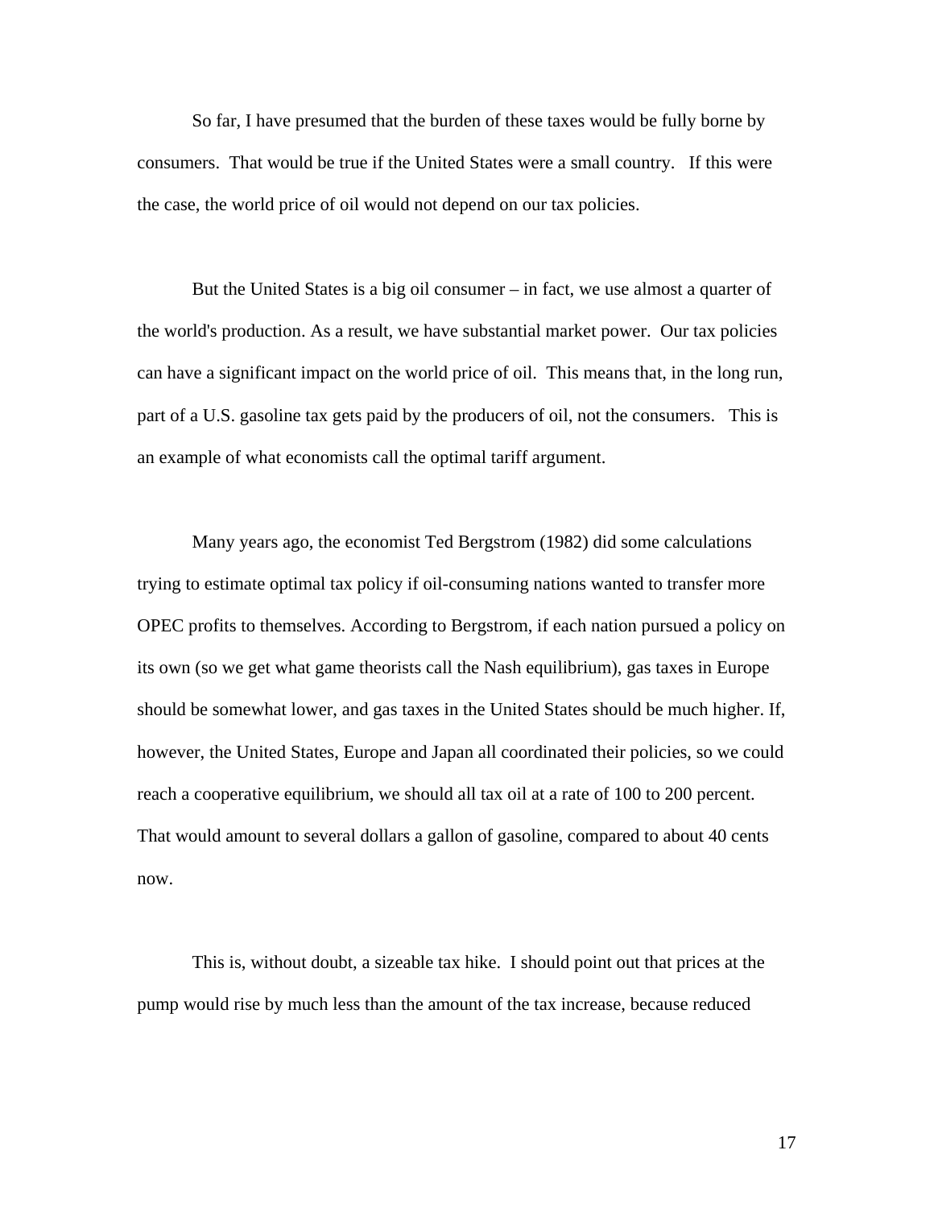So far, I have presumed that the burden of these taxes would be fully borne by consumers. That would be true if the United States were a small country. If this were the case, the world price of oil would not depend on our tax policies.

But the United States is a big oil consumer – in fact, we use almost a quarter of the world's production. As a result, we have substantial market power. Our tax policies can have a significant impact on the world price of oil. This means that, in the long run, part of a U.S. gasoline tax gets paid by the producers of oil, not the consumers. This is an example of what economists call the optimal tariff argument.

Many years ago, the economist Ted Bergstrom (1982) did some calculations trying to estimate optimal tax policy if oil-consuming nations wanted to transfer more OPEC profits to themselves. According to Bergstrom, if each nation pursued a policy on its own (so we get what game theorists call the Nash equilibrium), gas taxes in Europe should be somewhat lower, and gas taxes in the United States should be much higher. If, however, the United States, Europe and Japan all coordinated their policies, so we could reach a cooperative equilibrium, we should all tax oil at a rate of 100 to 200 percent. That would amount to several dollars a gallon of gasoline, compared to about 40 cents now.

This is, without doubt, a sizeable tax hike. I should point out that prices at the pump would rise by much less than the amount of the tax increase, because reduced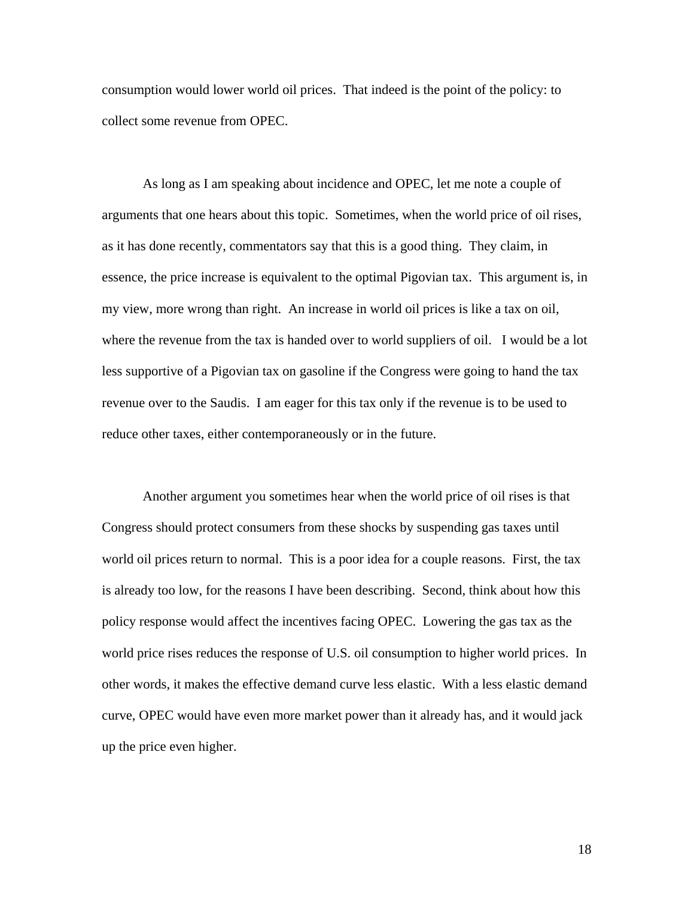consumption would lower world oil prices.  That indeed is the point of the policy: to collect some revenue from OPEC.

As long as I am speaking about incidence and OPEC, let me note a couple of arguments that one hears about this topic.  Sometimes, when the world price of oil rises, as it has done recently, commentators say that this is a good thing.  They claim, in essence, the price increase is equivalent to the optimal Pigovian tax.  This argument is, in my view, more wrong than right.  An increase in world oil prices is like a tax on oil, where the revenue from the tax is handed over to world suppliers of oil.   I would be a lot less supportive of a Pigovian tax on gasoline if the Congress were going to hand the tax revenue over to the Saudis.  I am eager for this tax only if the revenue is to be used to reduce other taxes, either contemporaneously or in the future.

Another argument you sometimes hear when the world price of oil rises is that Congress should protect consumers from these shocks by suspending gas taxes until world oil prices return to normal.  This is a poor idea for a couple reasons.  First, the tax is already too low, for the reasons I have been describing.  Second, think about how this policy response would affect the incentives facing OPEC.  Lowering the gas tax as the world price rises reduces the response of U.S. oil consumption to higher world prices.  In other words, it makes the effective demand curve less elastic.  With a less elastic demand curve, OPEC would have even more market power than it already has, and it would jack up the price even higher.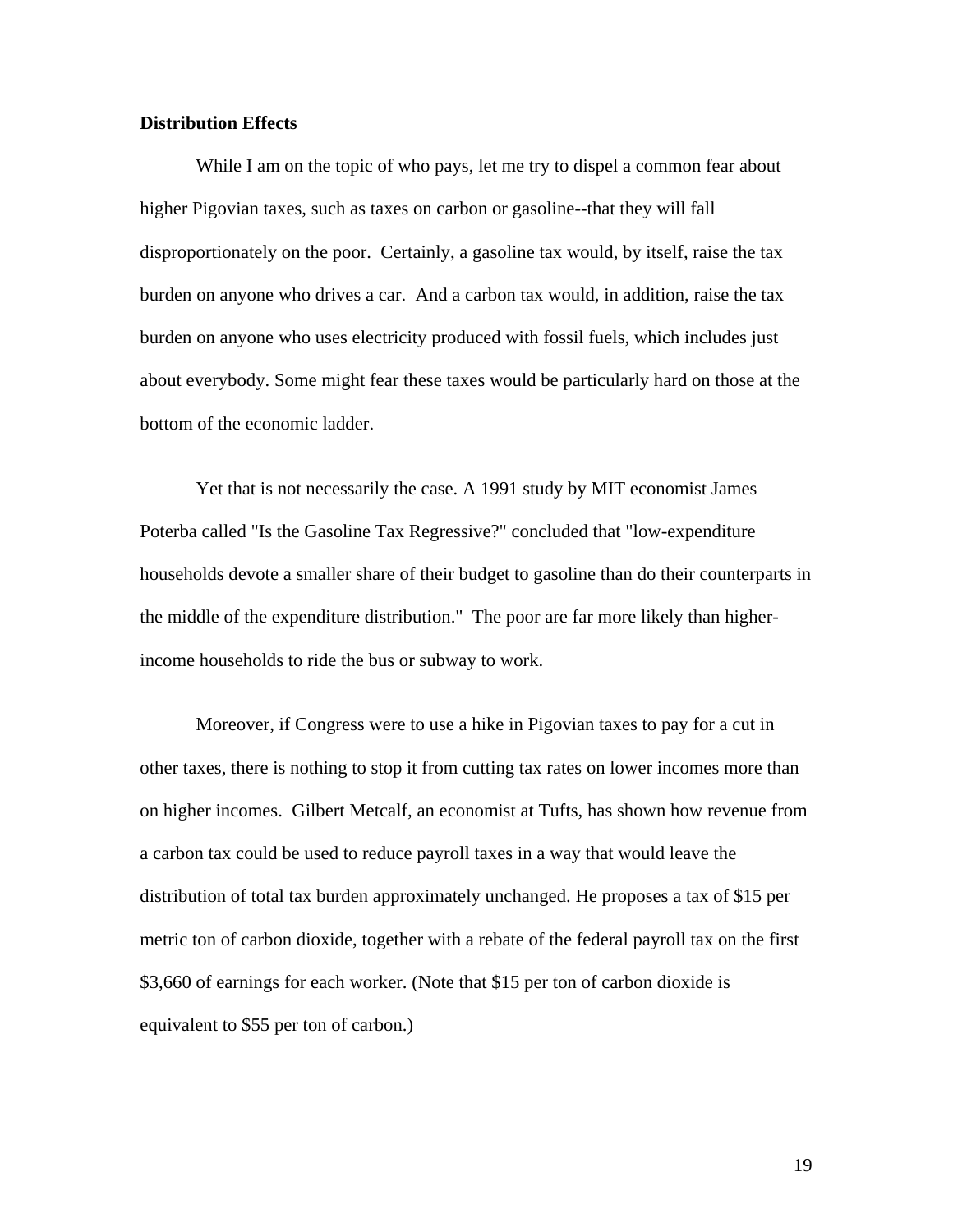**Distribution Effects**

While I am on the topic of who pays, let me try to dispel a common fear about higher Pigovian taxes, such as taxes on carbon or gasoline--that they will fall disproportionately on the poor. Certainly, a gasoline tax would, by itself, raise the tax burden on anyone who drives a car. And a carbon tax would, in addition, raise the tax burden on anyone who uses electricity produced with fossil fuels, which includes just about everybody. Some might fear these taxes would be particularly hard on those at the bottom of the economic ladder.

Yet that is not necessarily the case. A 1991 study by MIT economist James Poterba called "Is the Gasoline Tax Regressive?" concluded that "low-expenditure households devote a smaller share of their budget to gasoline than do their counterparts in the middle of the expenditure distribution." The poor are far more likely than higher-income households to ride the bus or subway to work.

Moreover, if Congress were to use a hike in Pigovian taxes to pay for a cut in other taxes, there is nothing to stop it from cutting tax rates on lower incomes more than on higher incomes. Gilbert Metcalf, an economist at Tufts, has shown how revenue from a carbon tax could be used to reduce payroll taxes in a way that would leave the distribution of total tax burden approximately unchanged. He proposes a tax of $15 per metric ton of carbon dioxide, together with a rebate of the federal payroll tax on the first $3,660 of earnings for each worker. (Note that $15 per ton of carbon dioxide is equivalent to $55 per ton of carbon.)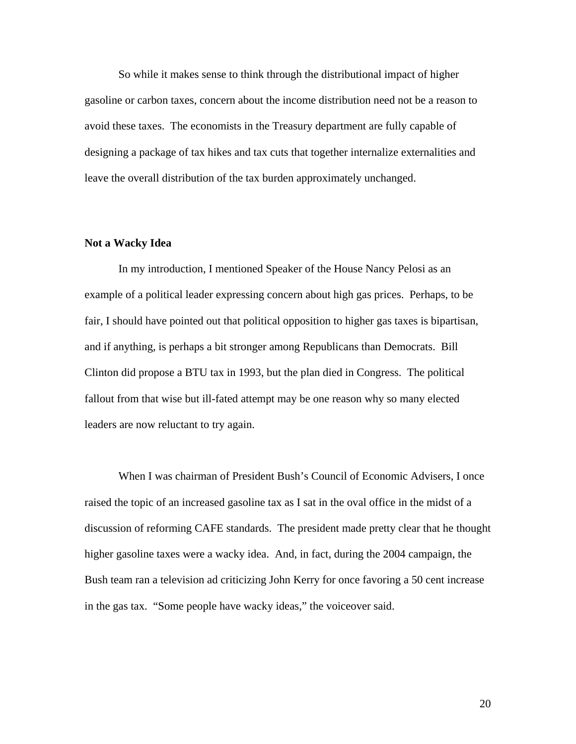So while it makes sense to think through the distributional impact of higher gasoline or carbon taxes, concern about the income distribution need not be a reason to avoid these taxes. The economists in the Treasury department are fully capable of designing a package of tax hikes and tax cuts that together internalize externalities and leave the overall distribution of the tax burden approximately unchanged.

**Not a Wacky Idea**

In my introduction, I mentioned Speaker of the House Nancy Pelosi as an example of a political leader expressing concern about high gas prices. Perhaps, to be fair, I should have pointed out that political opposition to higher gas taxes is bipartisan, and if anything, is perhaps a bit stronger among Republicans than Democrats. Bill Clinton did propose a BTU tax in 1993, but the plan died in Congress. The political fallout from that wise but ill-fated attempt may be one reason why so many elected leaders are now reluctant to try again.

When I was chairman of President Bush's Council of Economic Advisers, I once raised the topic of an increased gasoline tax as I sat in the oval office in the midst of a discussion of reforming CAFE standards. The president made pretty clear that he thought higher gasoline taxes were a wacky idea. And, in fact, during the 2004 campaign, the Bush team ran a television ad criticizing John Kerry for once favoring a 50 cent increase in the gas tax. "Some people have wacky ideas," the voiceover said.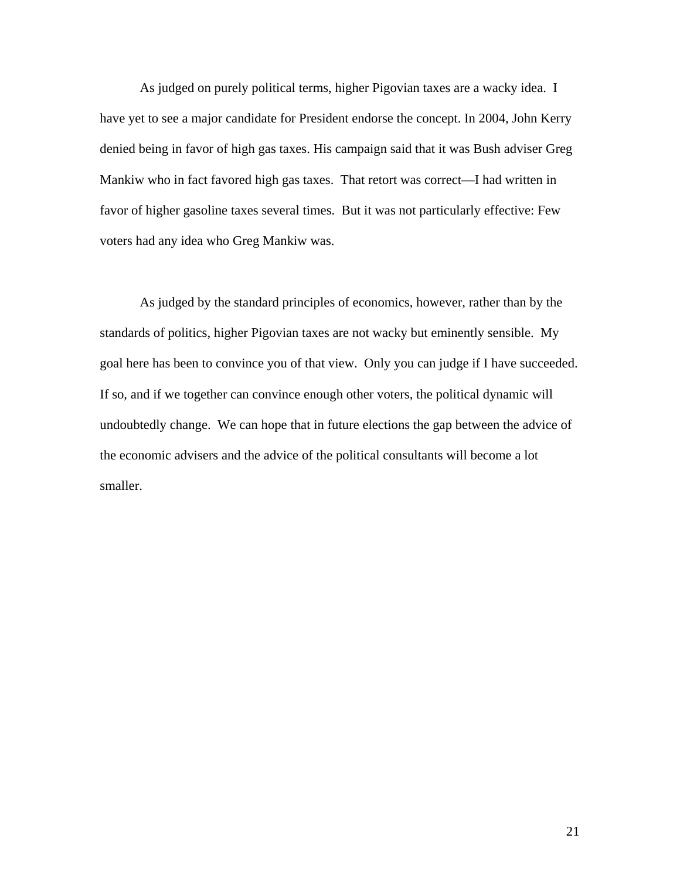As judged on purely political terms, higher Pigovian taxes are a wacky idea. I have yet to see a major candidate for President endorse the concept. In 2004, John Kerry denied being in favor of high gas taxes. His campaign said that it was Bush adviser Greg Mankiw who in fact favored high gas taxes. That retort was correct—I had written in favor of higher gasoline taxes several times. But it was not particularly effective: Few voters had any idea who Greg Mankiw was.

As judged by the standard principles of economics, however, rather than by the standards of politics, higher Pigovian taxes are not wacky but eminently sensible. My goal here has been to convince you of that view. Only you can judge if I have succeeded. If so, and if we together can convince enough other voters, the political dynamic will undoubtedly change. We can hope that in future elections the gap between the advice of the economic advisers and the advice of the political consultants will become a lot smaller.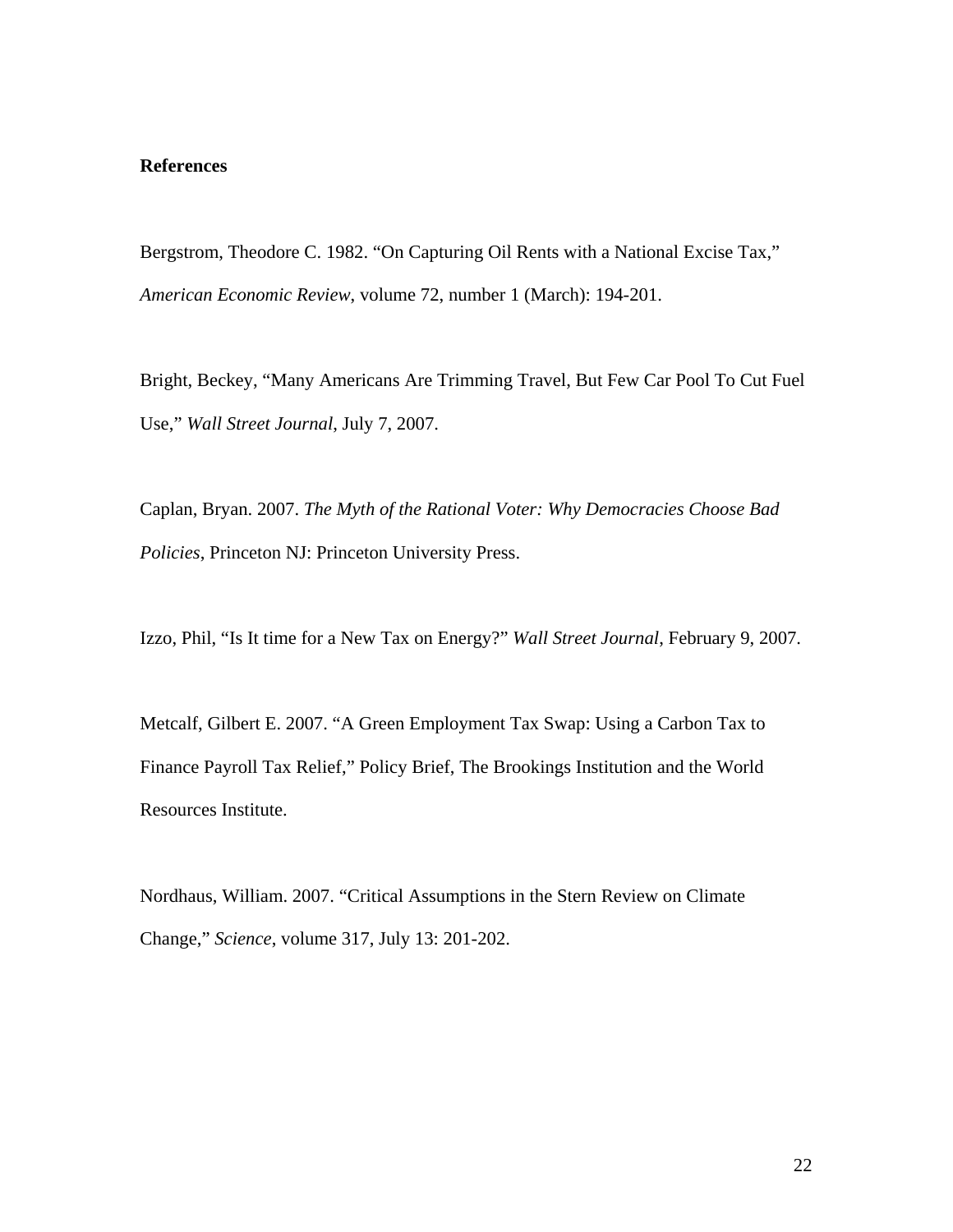**References**

Bergstrom, Theodore C. 1982. "On Capturing Oil Rents with a National Excise Tax," *American Economic Review*, volume 72, number 1 (March): 194-201.

Bright, Beckey, "Many Americans Are Trimming Travel, But Few Car Pool To Cut Fuel Use," *Wall Street Journal*, July 7, 2007.

Caplan, Bryan. 2007. *The Myth of the Rational Voter: Why Democracies Choose Bad Policies*, Princeton NJ: Princeton University Press.

Izzo, Phil, "Is It time for a New Tax on Energy?" *Wall Street Journal*, February 9, 2007.

Metcalf, Gilbert E. 2007. "A Green Employment Tax Swap: Using a Carbon Tax to Finance Payroll Tax Relief," Policy Brief, The Brookings Institution and the World Resources Institute.

Nordhaus, William. 2007. "Critical Assumptions in the Stern Review on Climate Change," *Science*, volume 317, July 13: 201-202.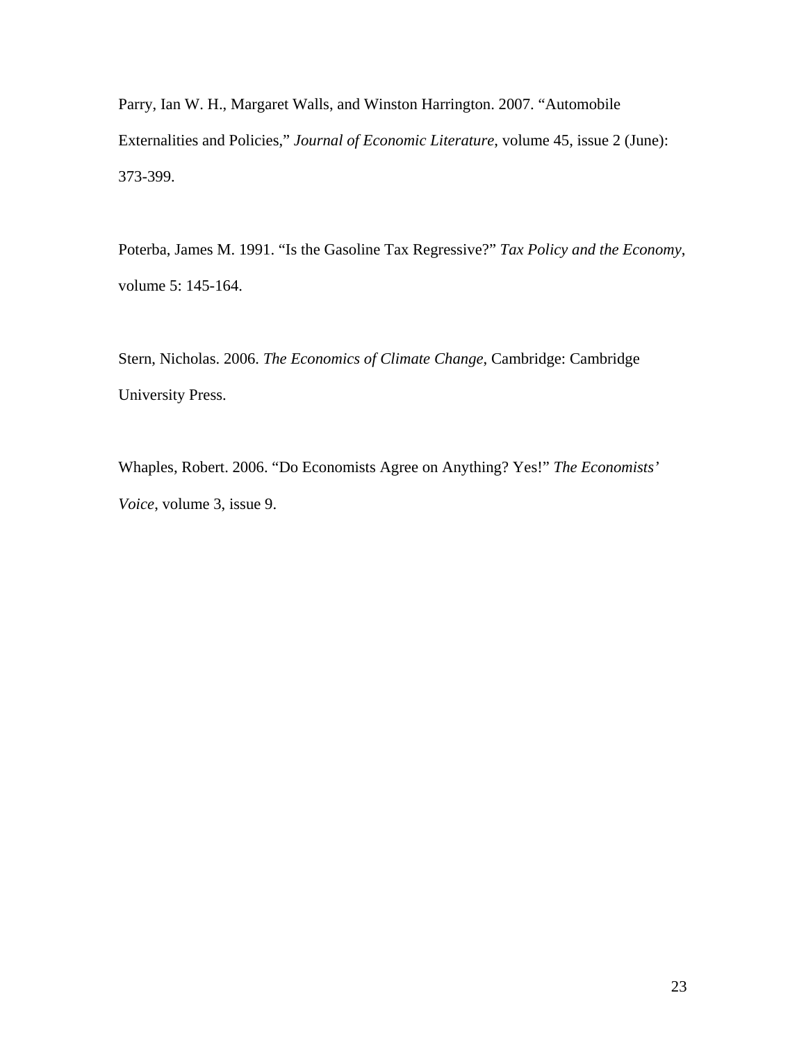Parry, Ian W. H., Margaret Walls, and Winston Harrington. 2007. "Automobile Externalities and Policies," *Journal of Economic Literature*, volume 45, issue 2 (June): 373-399.

Poterba, James M. 1991. "Is the Gasoline Tax Regressive?" *Tax Policy and the Economy*, volume 5: 145-164.

Stern, Nicholas. 2006. *The Economics of Climate Change*, Cambridge: Cambridge University Press.

Whaples, Robert. 2006. "Do Economists Agree on Anything? Yes!" *The Economists' Voice*, volume 3, issue 9.